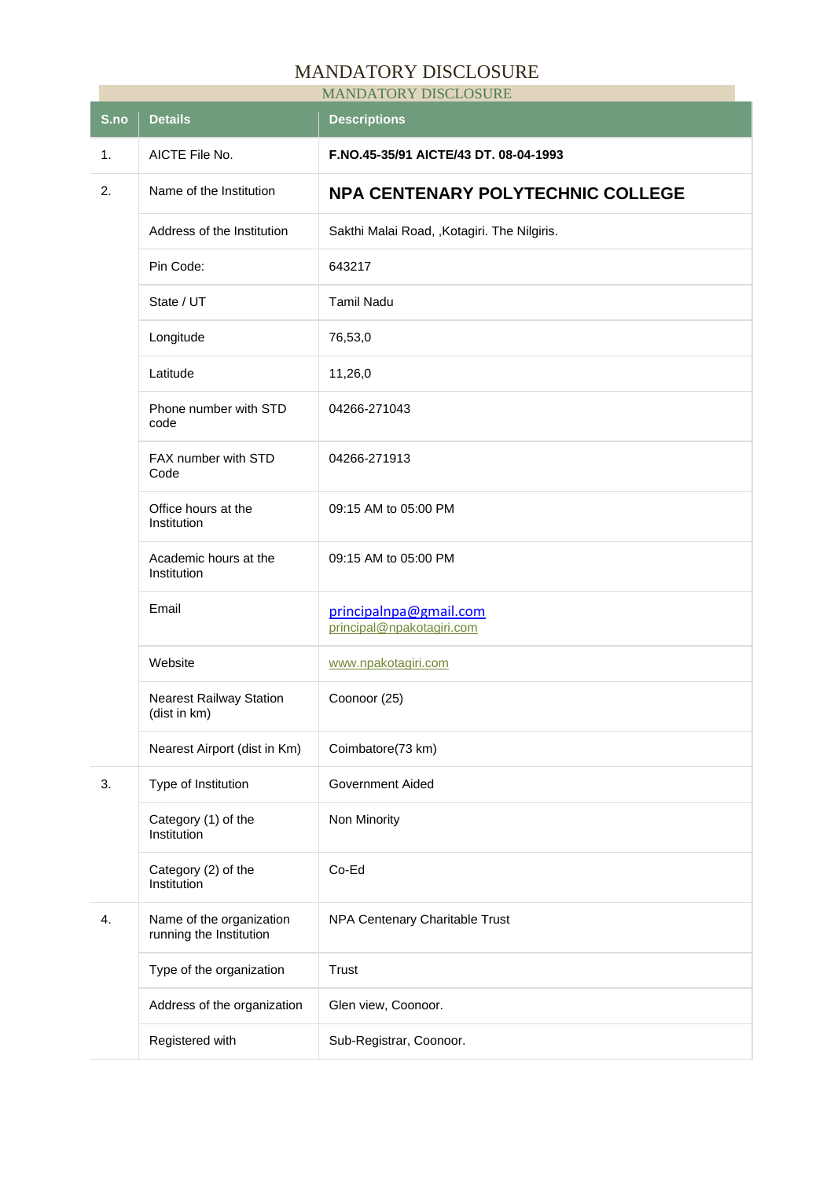# MANDATORY DISCLOSURE

| MANDATORY DISCLOSURE | | |
|---|---|---|
| **S.no** | **Details** | **Descriptions** |
| 1. | AICTE File No. | **F.NO.45-35/91 AICTE/43 DT. 08-04-1993** |
| 2. | Name of the Institution | **NPA CENTENARY POLYTECHNIC COLLEGE** |
| | Address of the Institution | Sakthi Malai Road, ,Kotagiri. The Nilgiris. |
| | Pin Code: | 643217 |
| | State / UT | Tamil Nadu |
| | Longitude | 76,53,0 |
| | Latitude | 11,26,0 |
| | Phone number with STD code | 04266-271043 |
| | FAX number with STD Code | 04266-271913 |
| | Office hours at the Institution | 09:15 AM to 05:00 PM |
| | Academic hours at the Institution | 09:15 AM to 05:00 PM |
| | Email | principalnpa@gmail.com<br>principal@npakotagiri.com |
| | Website | www.npakotagiri.com |
| | Nearest Railway Station (dist in km) | Coonoor (25) |
| | Nearest Airport (dist in Km) | Coimbatore(73 km) |
| 3. | Type of Institution | Government Aided |
| | Category (1) of the Institution | Non Minority |
| | Category (2) of the Institution | Co-Ed |
| 4. | Name of the organization running the Institution | NPA Centenary Charitable Trust |
| | Type of the organization | Trust |
| | Address of the organization | Glen view, Coonoor. |
| | Registered with | Sub-Registrar, Coonoor. |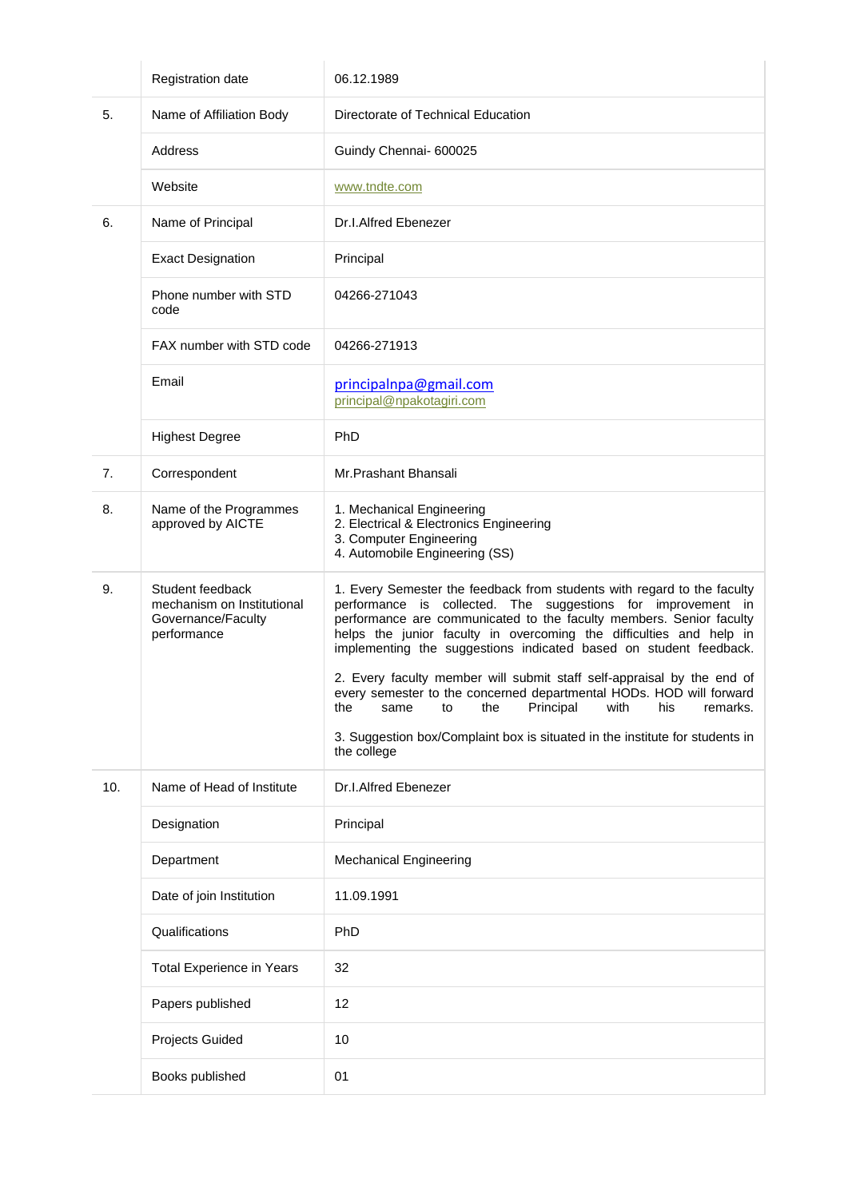|  |  |  |
|---|---|---|
|  | Registration date | 06.12.1989 |
| 5. | Name of Affiliation Body | Directorate of Technical Education |
|  | Address | Guindy Chennai- 600025 |
|  | Website | www.tndte.com |
| 6. | Name of Principal | Dr.I.Alfred Ebenezer |
|  | Exact Designation | Principal |
|  | Phone number with STD code | 04266-271043 |
|  | FAX number with STD code | 04266-271913 |
|  | Email | principalnpa@gmail.com<br>principal@npakotagiri.com |
|  | Highest Degree | PhD |
| 7. | Correspondent | Mr.Prashant Bhansali |
| 8. | Name of the Programmes approved by AICTE | 1. Mechanical Engineering<br>2. Electrical & Electronics Engineering<br>3. Computer Engineering<br>4. Automobile Engineering (SS) |
| 9. | Student feedback mechanism on Institutional Governance/Faculty performance | 1. Every Semester the feedback from students with regard to the faculty performance is collected. The suggestions for improvement in performance are communicated to the faculty members. Senior faculty helps the junior faculty in overcoming the difficulties and help in implementing the suggestions indicated based on student feedback.<br><br>2. Every faculty member will submit staff self-appraisal by the end of every semester to the concerned departmental HODs. HOD will forward the same to the Principal with his remarks.<br><br>3. Suggestion box/Complaint box is situated in the institute for students in the college |
| 10. | Name of Head of Institute | Dr.I.Alfred Ebenezer |
|  | Designation | Principal |
|  | Department | Mechanical Engineering |
|  | Date of join Institution | 11.09.1991 |
|  | Qualifications | PhD |
|  | Total Experience in Years | 32 |
|  | Papers published | 12 |
|  | Projects Guided | 10 |
|  | Books published | 01 |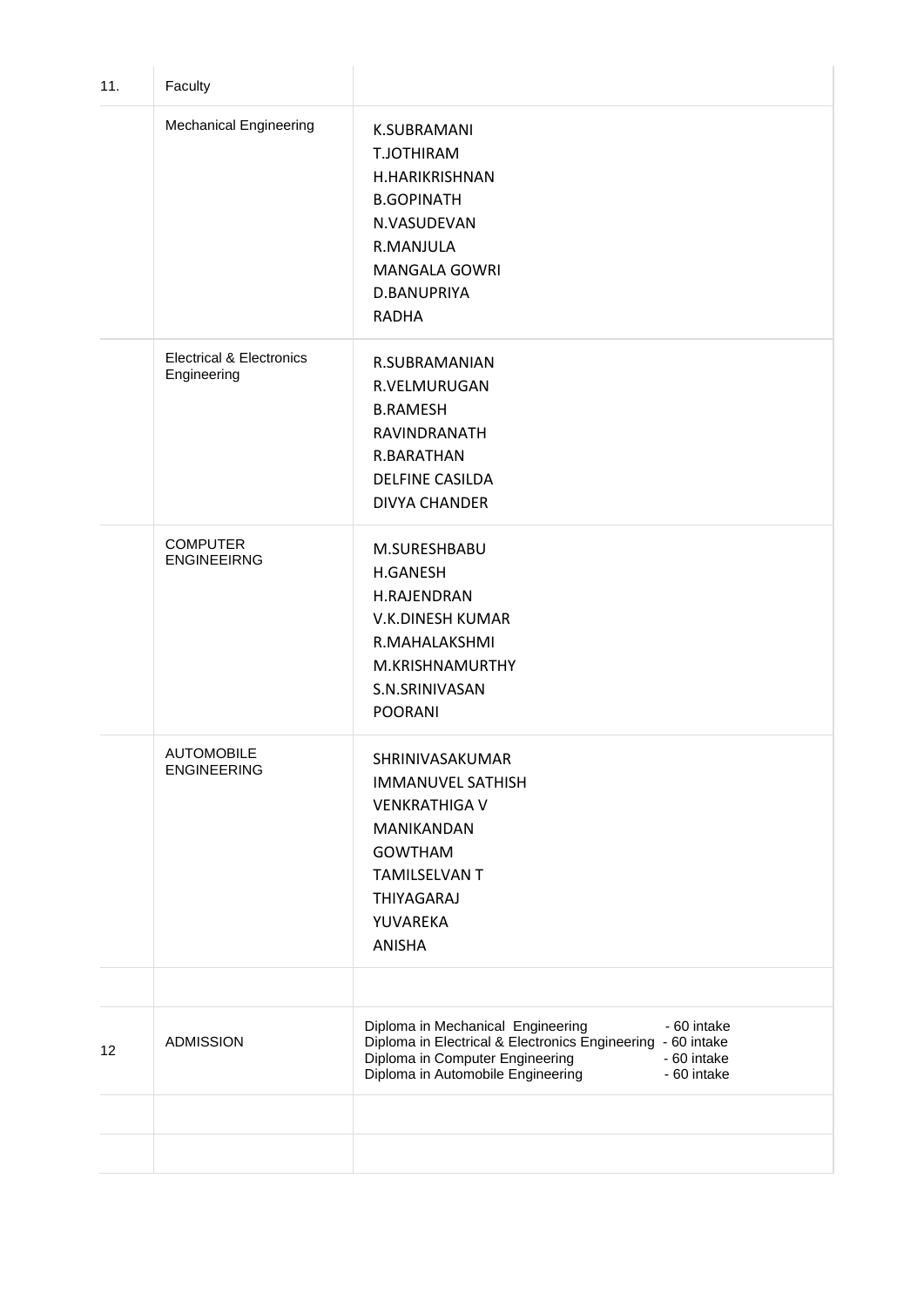| 11. | Faculty | |
|---|---|---|
| | Mechanical Engineering | K.SUBRAMANI<br>T.JOTHIRAM<br>H.HARIKRISHNAN<br>B.GOPINATH<br>N.VASUDEVAN<br>R.MANJULA<br>MANGALA GOWRI<br>D.BANUPRIYA<br>RADHA |
| | Electrical & Electronics Engineering | R.SUBRAMANIAN<br>R.VELMURUGAN<br>B.RAMESH<br>RAVINDRANATH<br>R.BARATHAN<br>DELFINE CASILDA<br>DIVYA CHANDER |
| | COMPUTER ENGINEEIRNG | M.SURESHBABU<br>H.GANESH<br>H.RAJENDRAN<br>V.K.DINESH KUMAR<br>R.MAHALAKSHMI<br>M.KRISHNAMURTHY<br>S.N.SRINIVASAN<br>POORANI |
| | AUTOMOBILE ENGINEERING | SHRINIVASAKUMAR<br>IMMANUVEL SATHISH<br>VENKRATHIGA V<br>MANIKANDAN<br>GOWTHAM<br>TAMILSELVAN T<br>THIYAGARAJ<br>YUVAREKA<br>ANISHA |
| | | |
| 12 | ADMISSION | Diploma in Mechanical Engineering - 60 intake<br>Diploma in Electrical & Electronics Engineering - 60 intake<br>Diploma in Computer Engineering - 60 intake<br>Diploma in Automobile Engineering - 60 intake |
| | | |
| | | |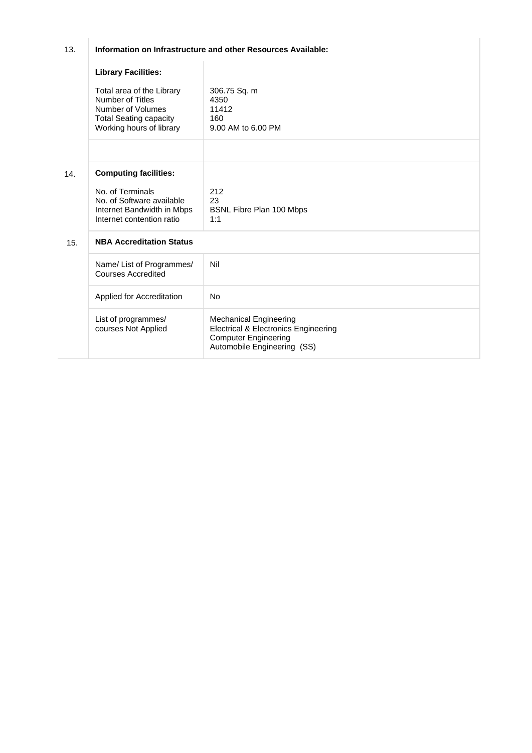| | | |
|---|---|---|
| 13. | **Information on Infrastructure and other Resources Available:** | |
| | **Library Facilities:**<br><br>Total area of the Library<br>Number of Titles<br>Number of Volumes<br>Total Seating capacity<br>Working hours of library | <br><br>306.75 Sq. m<br>4350<br>11412<br>160<br>9.00 AM to 6.00 PM |
| | | |
| 14. | **Computing facilities:**<br><br>No. of Terminals<br>No. of Software available<br>Internet Bandwidth in Mbps<br>Internet contention ratio | <br><br>212<br>23<br>BSNL Fibre Plan 100 Mbps<br>1:1 |
| 15. | **NBA Accreditation Status** | |
| | Name/ List of Programmes/ Courses Accredited | Nil |
| | Applied for Accreditation | No |
| | List of programmes/ courses Not Applied | Mechanical Engineering<br>Electrical & Electronics Engineering<br>Computer Engineering<br>Automobile Engineering (SS) |